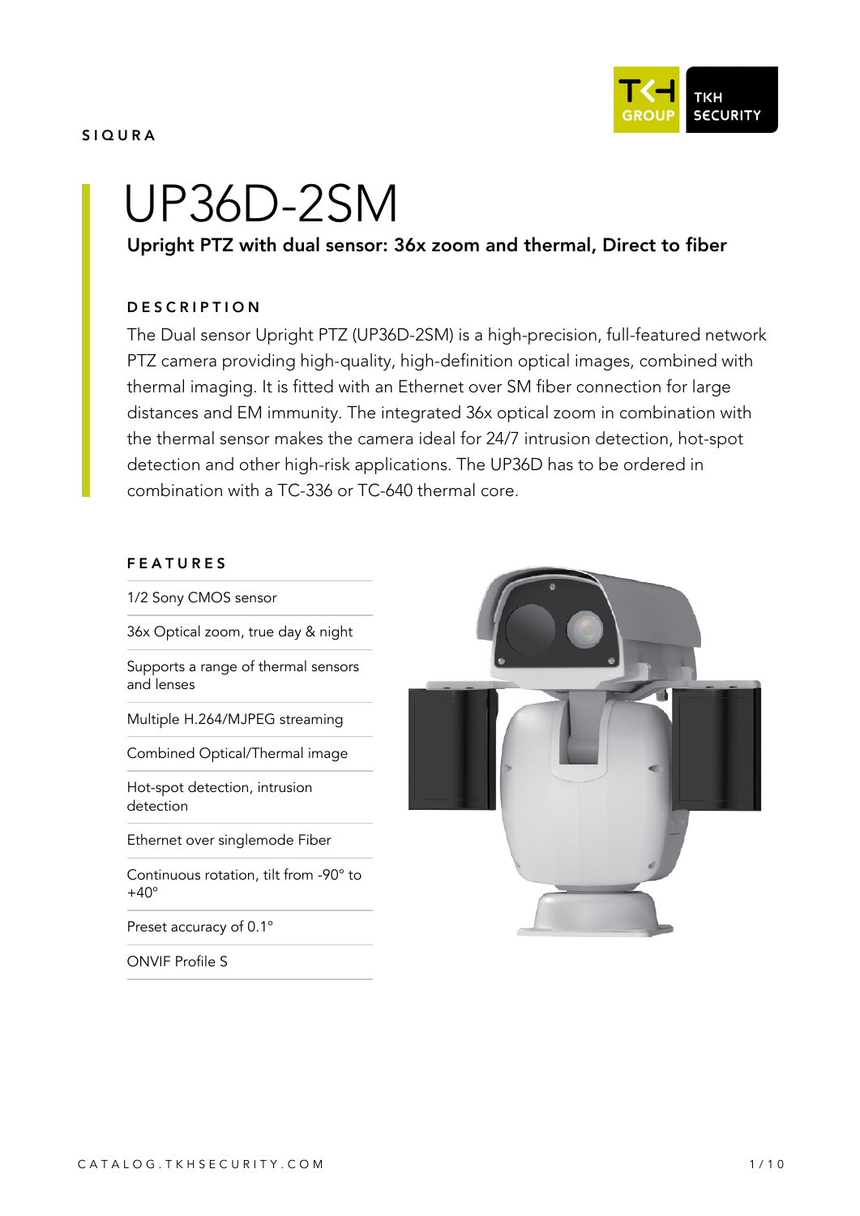SIQURA

# UP36D-2SM

**Upright PTZ with dual sensor: 36x zoom and thermal, Direct to fiber**

## DESCRIPTION

The Dual sensor Upright PTZ (UP36D-2SM) is a high-precision, full-featured network PTZ camera providing high-quality, high-definition optical images, combined with thermal imaging. It is fitted with an Ethernet over SM fiber connection for large distances and EM immunity. The integrated 36x optical zoom in combination with the thermal sensor makes the camera ideal for 24/7 intrusion detection, hot-spot detection and other high-risk applications. The UP36D has to be ordered in combination with a TC-336 or TC-640 thermal core.

## FEATURES

- 1/2 Sony CMOS sensor
- 36x Optical zoom, true day & night
- Supports a range of thermal sensors and lenses
- Multiple H.264/MJPEG streaming
- Combined Optical/Thermal image
- Hot-spot detection, intrusion detection
- Ethernet over singlemode Fiber
- Continuous rotation, tilt from -90° to +40°
- Preset accuracy of 0.1°
- ONVIF Profile S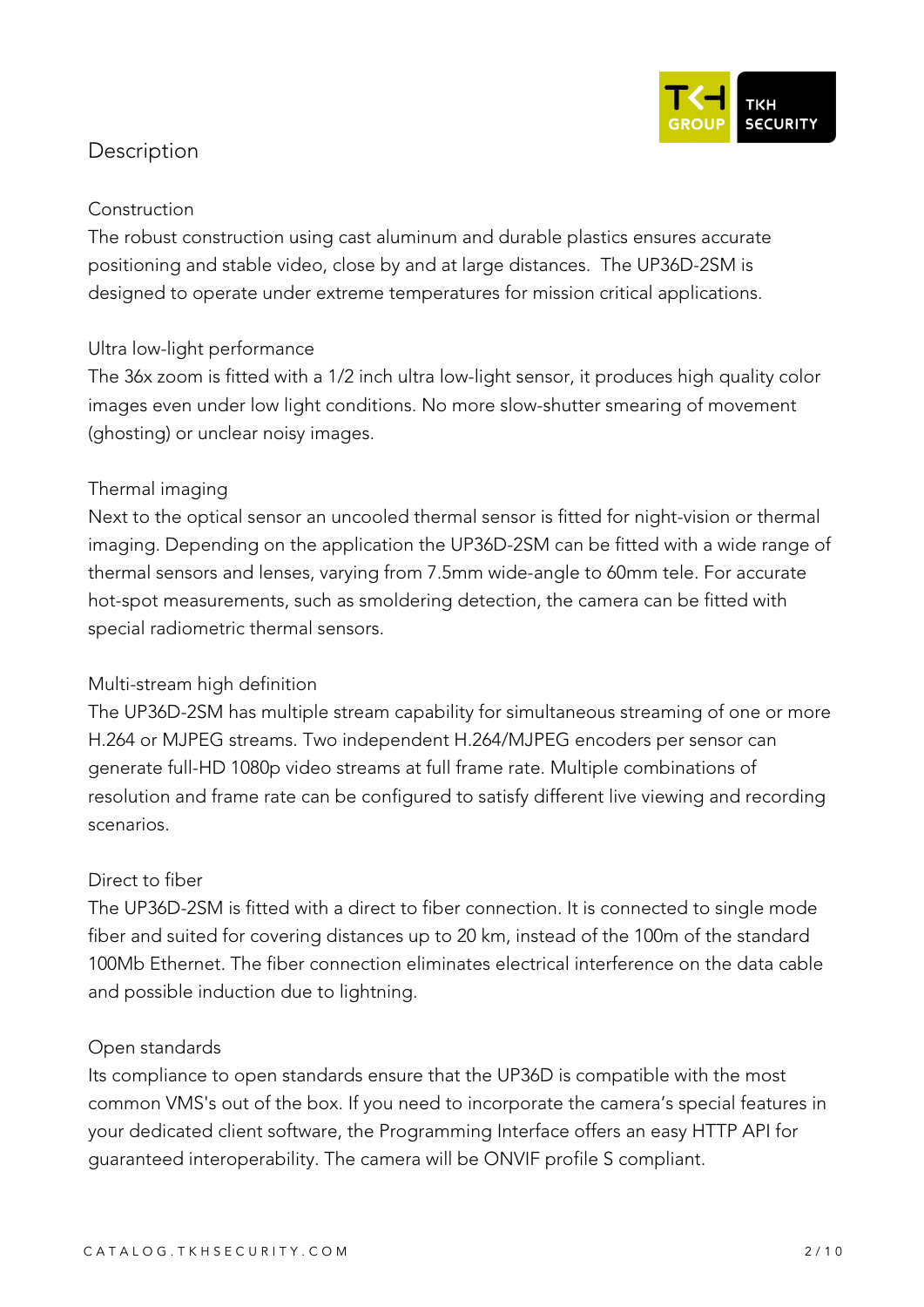## Description

### Construction

The robust construction using cast aluminum and durable plastics ensures accurate positioning and stable video, close by and at large distances. The UP36D-2SM is designed to operate under extreme temperatures for mission critical applications.

### Ultra low-light performance

The 36x zoom is fitted with a 1/2 inch ultra low-light sensor, it produces high quality color images even under low light conditions. No more slow-shutter smearing of movement (ghosting) or unclear noisy images.

### Thermal imaging

Next to the optical sensor an uncooled thermal sensor is fitted for night-vision or thermal imaging. Depending on the application the UP36D-2SM can be fitted with a wide range of thermal sensors and lenses, varying from 7.5mm wide-angle to 60mm tele. For accurate hot-spot measurements, such as smoldering detection, the camera can be fitted with special radiometric thermal sensors.

### Multi-stream high definition

The UP36D-2SM has multiple stream capability for simultaneous streaming of one or more H.264 or MJPEG streams. Two independent H.264/MJPEG encoders per sensor can generate full-HD 1080p video streams at full frame rate. Multiple combinations of resolution and frame rate can be configured to satisfy different live viewing and recording scenarios.

### Direct to fiber

The UP36D-2SM is fitted with a direct to fiber connection. It is connected to single mode fiber and suited for covering distances up to 20 km, instead of the 100m of the standard 100Mb Ethernet. The fiber connection eliminates electrical interference on the data cable and possible induction due to lightning.

### Open standards

Its compliance to open standards ensure that the UP36D is compatible with the most common VMS's out of the box. If you need to incorporate the camera's special features in your dedicated client software, the Programming Interface offers an easy HTTP API for guaranteed interoperability. The camera will be ONVIF profile S compliant.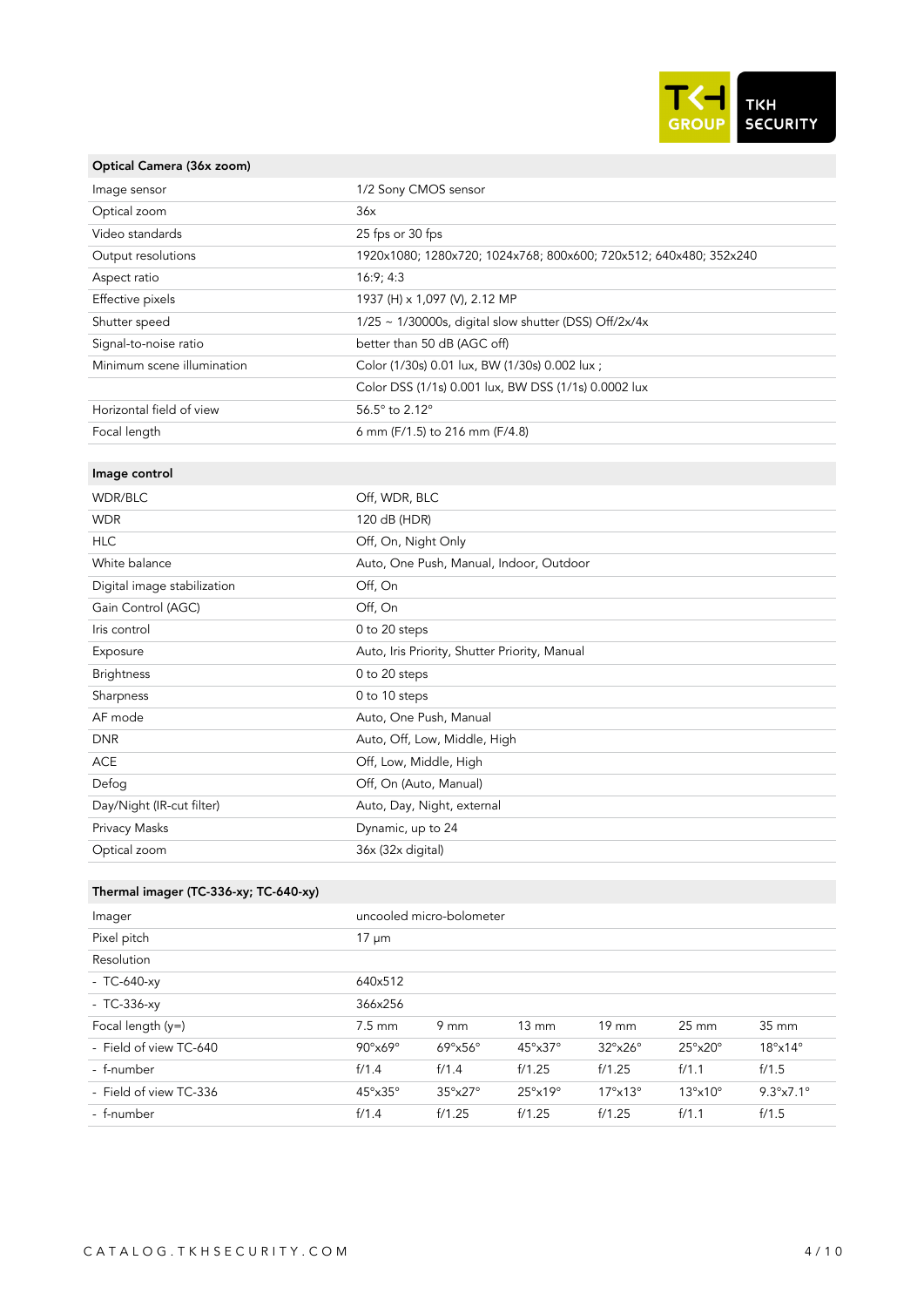| Optical Camera (36x zoom) | |
|---|---|
| Image sensor | 1/2 Sony CMOS sensor |
| Optical zoom | 36x |
| Video standards | 25 fps or 30 fps |
| Output resolutions | 1920x1080; 1280x720; 1024x768; 800x600; 720x512; 640x480; 352x240 |
| Aspect ratio | 16:9; 4:3 |
| Effective pixels | 1937 (H) x 1,097 (V), 2.12 MP |
| Shutter speed | 1/25 ~ 1/30000s, digital slow shutter (DSS) Off/2x/4x |
| Signal-to-noise ratio | better than 50 dB (AGC off) |
| Minimum scene illumination | Color (1/30s) 0.01 lux, BW (1/30s) 0.002 lux ; |
| | Color DSS (1/1s) 0.001 lux, BW DSS (1/1s) 0.0002 lux |
| Horizontal field of view | 56.5° to 2.12° |
| Focal length | 6 mm (F/1.5) to 216 mm (F/4.8) |

| Image control | |
|---|---|
| WDR/BLC | Off, WDR, BLC |
| WDR | 120 dB (HDR) |
| HLC | Off, On, Night Only |
| White balance | Auto, One Push, Manual, Indoor, Outdoor |
| Digital image stabilization | Off, On |
| Gain Control (AGC) | Off, On |
| Iris control | 0 to 20 steps |
| Exposure | Auto, Iris Priority, Shutter Priority, Manual |
| Brightness | 0 to 20 steps |
| Sharpness | 0 to 10 steps |
| AF mode | Auto, One Push, Manual |
| DNR | Auto, Off, Low, Middle, High |
| ACE | Off, Low, Middle, High |
| Defog | Off, On (Auto, Manual) |
| Day/Night (IR-cut filter) | Auto, Day, Night, external |
| Privacy Masks | Dynamic, up to 24 |
| Optical zoom | 36x (32x digital) |

| Thermal imager (TC-336-xy; TC-640-xy) | | | | | | |
|---|---|---|---|---|---|---|
| Imager | uncooled micro-bolometer | | | | | |
| Pixel pitch | 17 µm | | | | | |
| Resolution | | | | | | |
| - TC-640-xy | 640x512 | | | | | |
| - TC-336-xy | 366x256 | | | | | |
| Focal length (y=) | 7.5 mm | 9 mm | 13 mm | 19 mm | 25 mm | 35 mm |
| - Field of view TC-640 | 90°x69° | 69°x56° | 45°x37° | 32°x26° | 25°x20° | 18°x14° |
| - f-number | f/1.4 | f/1.4 | f/1.25 | f/1.25 | f/1.1 | f/1.5 |
| - Field of view TC-336 | 45°x35° | 35°x27° | 25°x19° | 17°x13° | 13°x10° | 9.3°x7.1° |
| - f-number | f/1.4 | f/1.25 | f/1.25 | f/1.25 | f/1.1 | f/1.5 |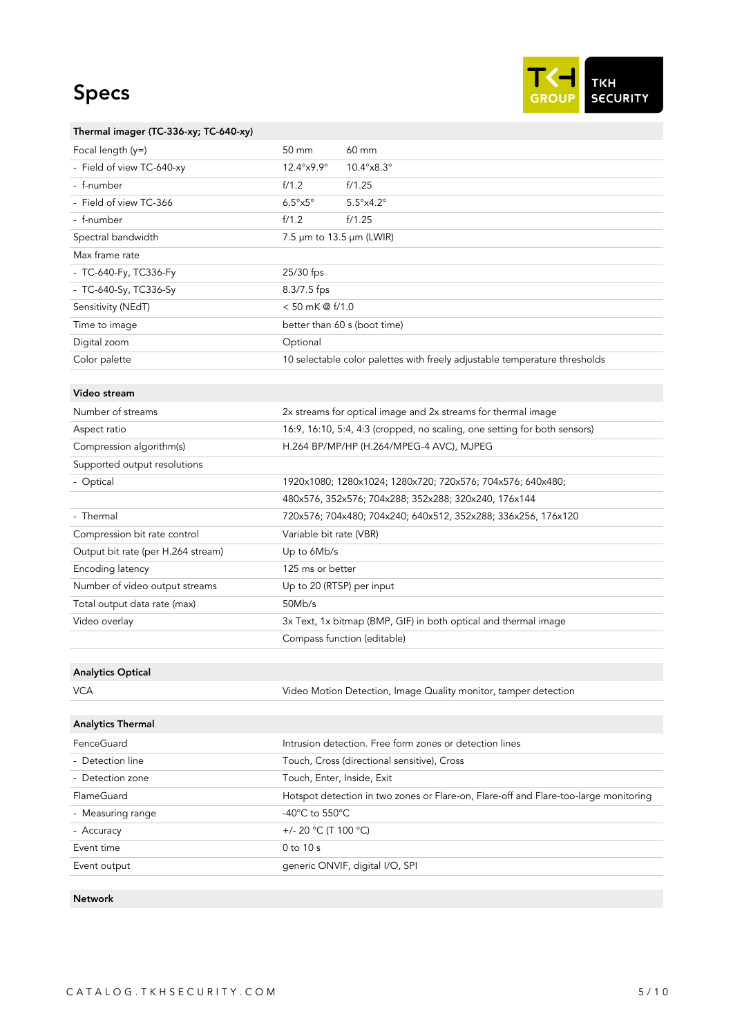# Specs

| Thermal imager (TC-336-xy; TC-640-xy) | | |
|---|---|---|
| Focal length (y=) | 50 mm | 60 mm |
| - Field of view TC-640-xy | 12.4°x9.9° | 10.4°x8.3° |
| - f-number | f/1.2 | f/1.25 |
| - Field of view TC-366 | 6.5°x5° | 5.5°x4.2° |
| - f-number | f/1.2 | f/1.25 |
| Spectral bandwidth | 7.5 µm to 13.5 µm (LWIR) | |
| Max frame rate | | |
| - TC-640-Fy, TC336-Fy | 25/30 fps | |
| - TC-640-Sy, TC336-Sy | 8.3/7.5 fps | |
| Sensitivity (NEdT) | < 50 mK @ f/1.0 | |
| Time to image | better than 60 s (boot time) | |
| Digital zoom | Optional | |
| Color palette | 10 selectable color palettes with freely adjustable temperature thresholds | |

| Video stream | |
|---|---|
| Number of streams | 2x streams for optical image and 2x streams for thermal image |
| Aspect ratio | 16:9, 16:10, 5:4, 4:3 (cropped, no scaling, one setting for both sensors) |
| Compression algorithm(s) | H.264 BP/MP/HP (H.264/MPEG-4 AVC), MJPEG |
| Supported output resolutions | |
| - Optical | 1920x1080; 1280x1024; 1280x720; 720x576; 704x576; 640x480; |
| | 480x576, 352x576; 704x288; 352x288; 320x240, 176x144 |
| - Thermal | 720x576; 704x480; 704x240; 640x512, 352x288; 336x256, 176x120 |
| Compression bit rate control | Variable bit rate (VBR) |
| Output bit rate (per H.264 stream) | Up to 6Mb/s |
| Encoding latency | 125 ms or better |
| Number of video output streams | Up to 20 (RTSP) per input |
| Total output data rate (max) | 50Mb/s |
| Video overlay | 3x Text, 1x bitmap (BMP, GIF) in both optical and thermal image |
| | Compass function (editable) |

| Analytics Optical | |
|---|---|
| VCA | Video Motion Detection, Image Quality monitor, tamper detection |

| Analytics Thermal | |
|---|---|
| FenceGuard | Intrusion detection. Free form zones or detection lines |
| - Detection line | Touch, Cross (directional sensitive), Cross |
| - Detection zone | Touch, Enter, Inside, Exit |
| FlameGuard | Hotspot detection in two zones or Flare-on, Flare-off and Flare-too-large monitoring |
| - Measuring range | -40°C to 550°C |
| - Accuracy | +/- 20 °C (T 100 °C) |
| Event time | 0 to 10 s |
| Event output | generic ONVIF, digital I/O, SPI |

| Network | |
|---|---|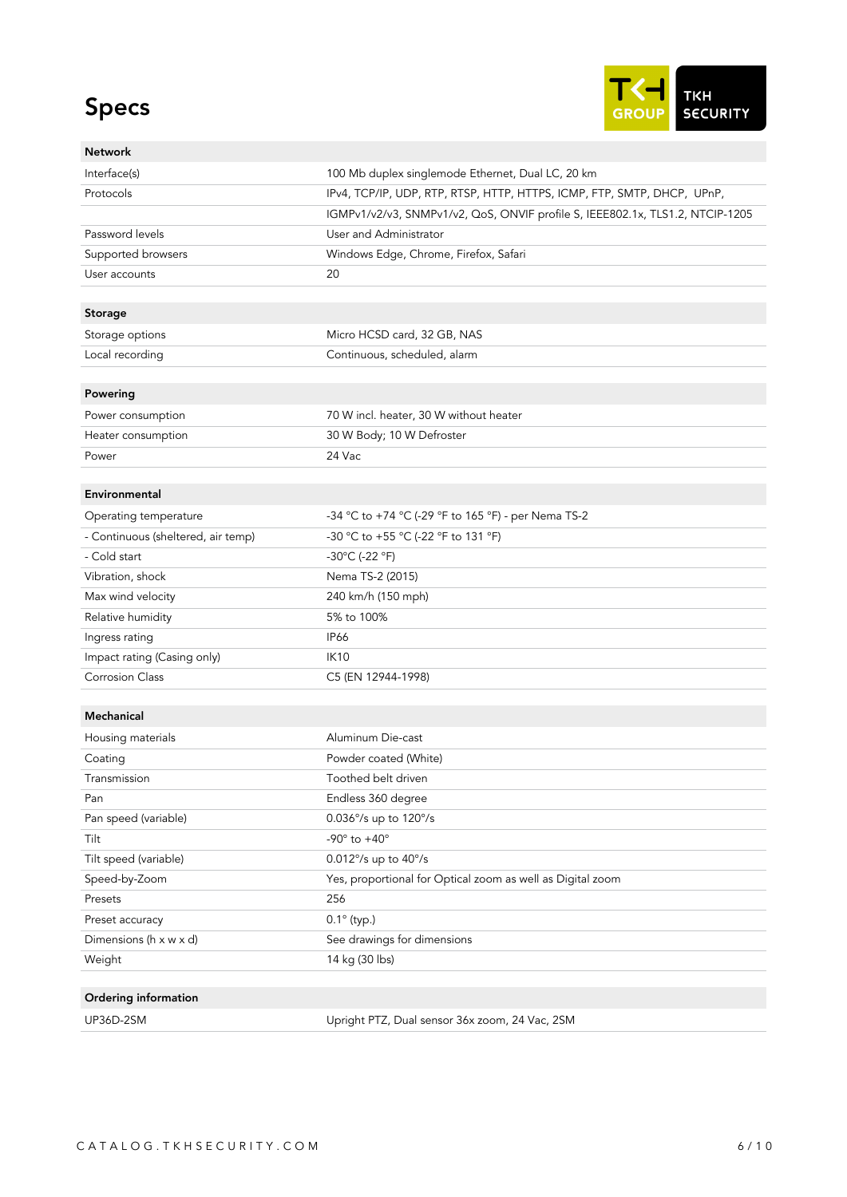# Specs

| Network | |
|---|---|
| Interface(s) | 100 Mb duplex singlemode Ethernet, Dual LC, 20 km |
| Protocols | IPv4, TCP/IP, UDP, RTP, RTSP, HTTP, HTTPS, ICMP, FTP, SMTP, DHCP, UPnP, |
| | IGMPv1/v2/v3, SNMPv1/v2, QoS, ONVIF profile S, IEEE802.1x, TLS1.2, NTCIP-1205 |
| Password levels | User and Administrator |
| Supported browsers | Windows Edge, Chrome, Firefox, Safari |
| User accounts | 20 |

| Storage | |
|---|---|
| Storage options | Micro HCSD card, 32 GB, NAS |
| Local recording | Continuous, scheduled, alarm |

| Powering | |
|---|---|
| Power consumption | 70 W incl. heater, 30 W without heater |
| Heater consumption | 30 W Body; 10 W Defroster |
| Power | 24 Vac |

| Environmental | |
|---|---|
| Operating temperature | -34 °C to +74 °C (-29 °F to 165 °F) - per Nema TS-2 |
| - Continuous (sheltered, air temp) | -30 °C to +55 °C (-22 °F to 131 °F) |
| - Cold start | -30°C (-22 °F) |
| Vibration, shock | Nema TS-2 (2015) |
| Max wind velocity | 240 km/h (150 mph) |
| Relative humidity | 5% to 100% |
| Ingress rating | IP66 |
| Impact rating (Casing only) | IK10 |
| Corrosion Class | C5 (EN 12944-1998) |

| Mechanical | |
|---|---|
| Housing materials | Aluminum Die-cast |
| Coating | Powder coated (White) |
| Transmission | Toothed belt driven |
| Pan | Endless 360 degree |
| Pan speed (variable) | 0.036°/s up to 120°/s |
| Tilt | -90° to +40° |
| Tilt speed (variable) | 0.012°/s up to 40°/s |
| Speed-by-Zoom | Yes, proportional for Optical zoom as well as Digital zoom |
| Presets | 256 |
| Preset accuracy | 0.1° (typ.) |
| Dimensions (h x w x d) | See drawings for dimensions |
| Weight | 14 kg (30 lbs) |

| Ordering information | |
|---|---|
| UP36D-2SM | Upright PTZ, Dual sensor 36x zoom, 24 Vac, 2SM |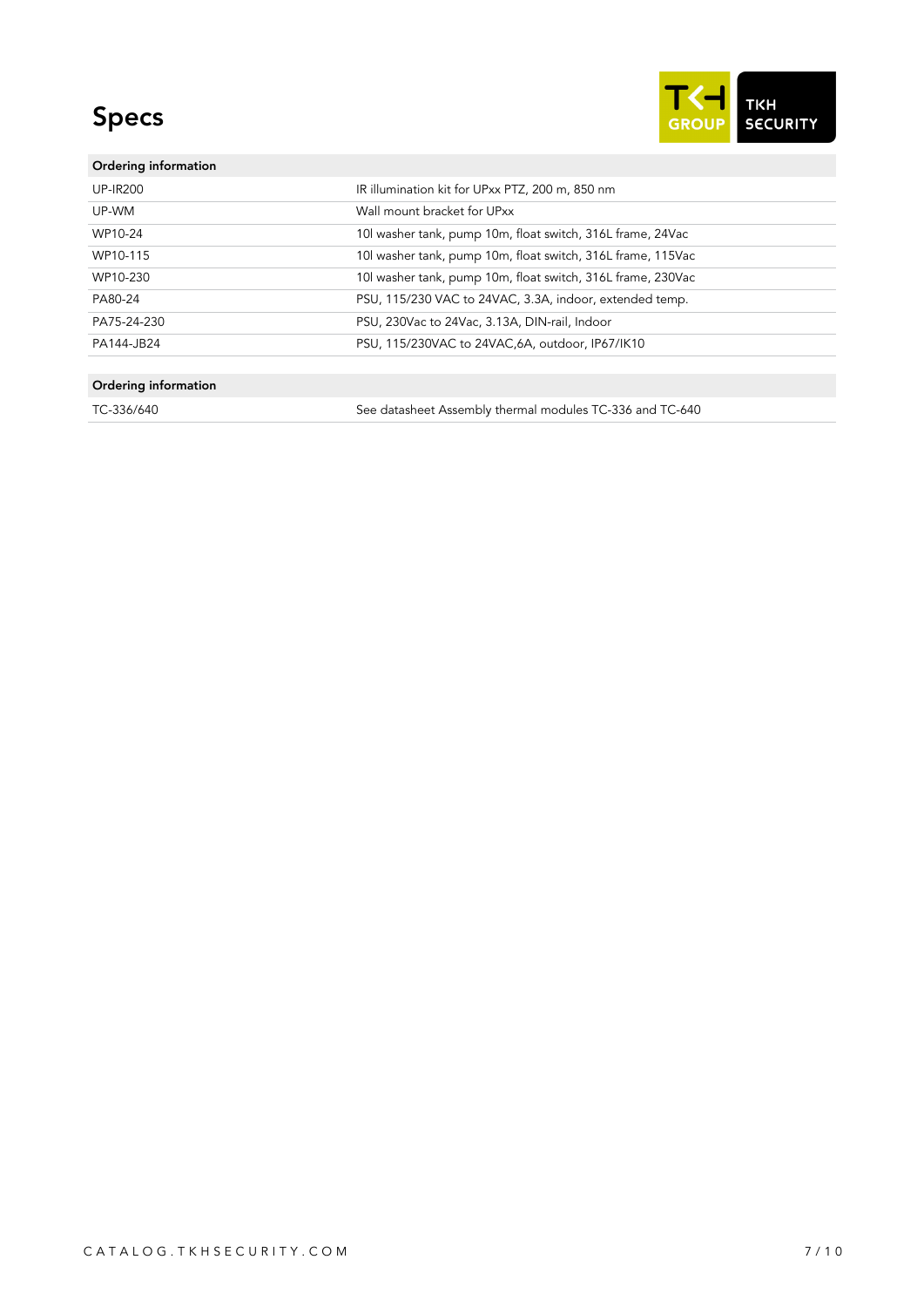# Specs

| Ordering information | |
|---|---|
| UP-IR200 | IR illumination kit for UPxx PTZ, 200 m, 850 nm |
| UP-WM | Wall mount bracket for UPxx |
| WP10-24 | 10l washer tank, pump 10m, float switch, 316L frame, 24Vac |
| WP10-115 | 10l washer tank, pump 10m, float switch, 316L frame, 115Vac |
| WP10-230 | 10l washer tank, pump 10m, float switch, 316L frame, 230Vac |
| PA80-24 | PSU, 115/230 VAC to 24VAC, 3.3A, indoor, extended temp. |
| PA75-24-230 | PSU, 230Vac to 24Vac, 3.13A, DIN-rail, Indoor |
| PA144-JB24 | PSU, 115/230VAC to 24VAC,6A, outdoor, IP67/IK10 |

| Ordering information | |
|---|---|
| TC-336/640 | See datasheet Assembly thermal modules TC-336 and TC-640 |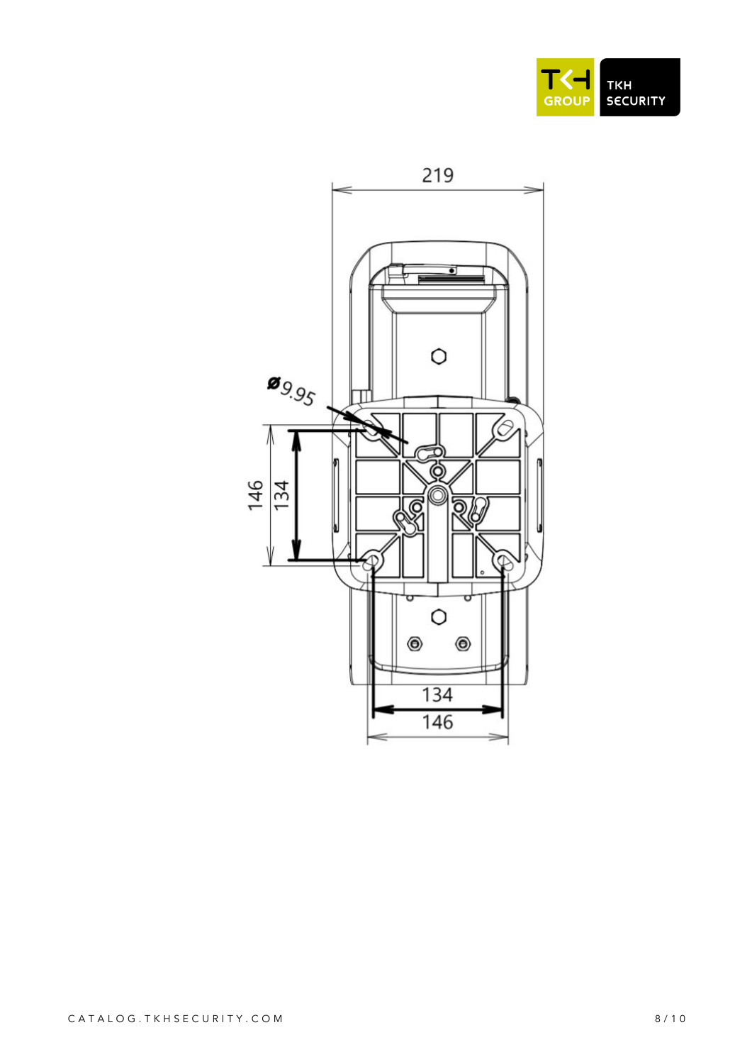219

Ø9.95

146

134

134

146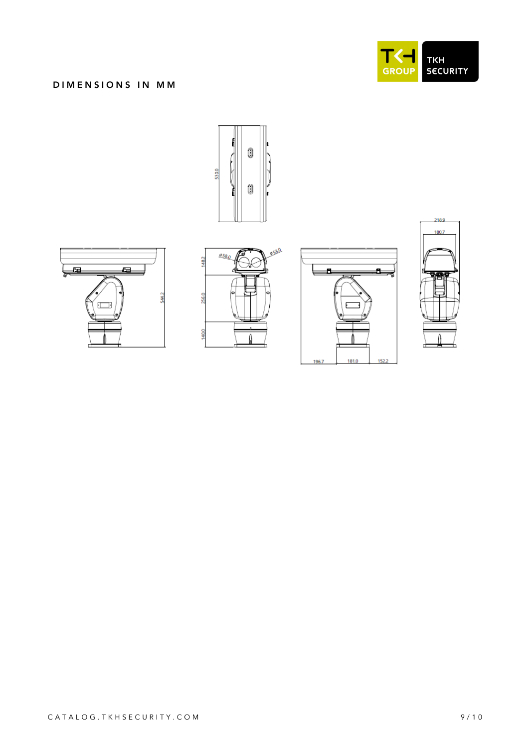DIMENSIONS IN MM

530.0

544.2

148.2

256.0

140.0

Ø58.0

Ø53.0

218.9

180.7

196.7

181.0

152.2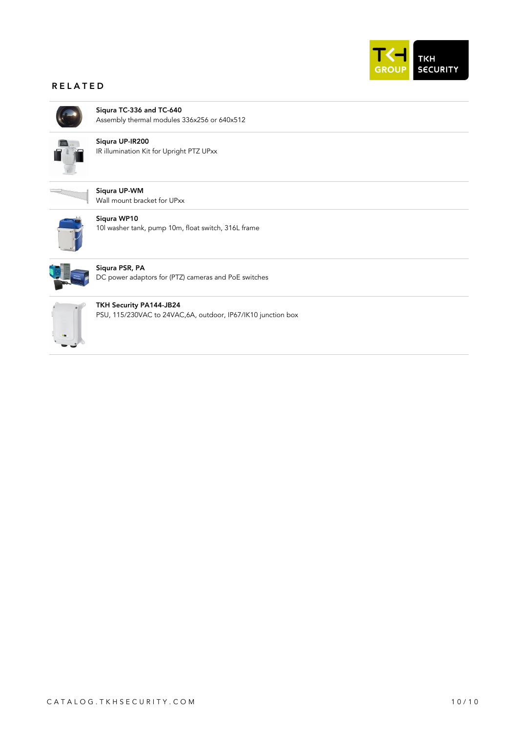## RELATED

**Siqura TC-336 and TC-640**
Assembly thermal modules 336x256 or 640x512

**Siqura UP-IR200**
IR illumination Kit for Upright PTZ UPxx

**Siqura UP-WM**
Wall mount bracket for UPxx

**Siqura WP10**
10l washer tank, pump 10m, float switch, 316L frame

**Siqura PSR, PA**
DC power adaptors for (PTZ) cameras and PoE switches

**TKH Security PA144-JB24**
PSU, 115/230VAC to 24VAC,6A, outdoor, IP67/IK10 junction box